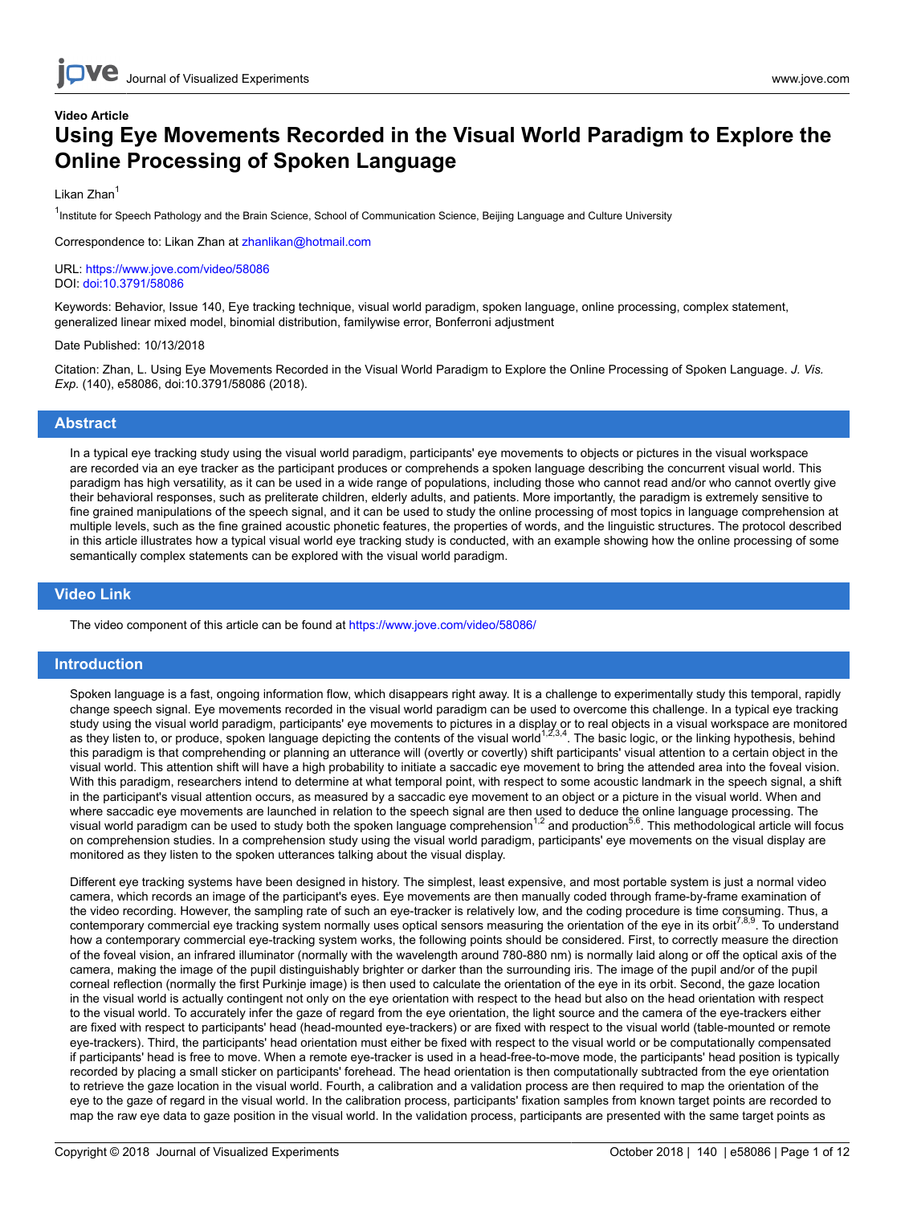**Video Article**

# Using Eye Movements Recorded in the Visual World Paradigm to Explore the Online Processing of Spoken Language

Likan Zhan[1]

[1]Institute for Speech Pathology and the Brain Science, School of Communication Science, Beijing Language and Culture University

Correspondence to: Likan Zhan at zhanlikan@hotmail.com

URL: https://www.jove.com/video/58086
DOI: doi:10.3791/58086

Keywords: Behavior, Issue 140, Eye tracking technique, visual world paradigm, spoken language, online processing, complex statement, generalized linear mixed model, binomial distribution, familywise error, Bonferroni adjustment

Date Published: 10/13/2018

Citation: Zhan, L. Using Eye Movements Recorded in the Visual World Paradigm to Explore the Online Processing of Spoken Language. *J. Vis. Exp.* (140), e58086, doi:10.3791/58086 (2018).

## Abstract

In a typical eye tracking study using the visual world paradigm, participants' eye movements to objects or pictures in the visual workspace are recorded via an eye tracker as the participant produces or comprehends a spoken language describing the concurrent visual world. This paradigm has high versatility, as it can be used in a wide range of populations, including those who cannot read and/or who cannot overtly give their behavioral responses, such as preliterate children, elderly adults, and patients. More importantly, the paradigm is extremely sensitive to fine grained manipulations of the speech signal, and it can be used to study the online processing of most topics in language comprehension at multiple levels, such as the fine grained acoustic phonetic features, the properties of words, and the linguistic structures. The protocol described in this article illustrates how a typical visual world eye tracking study is conducted, with an example showing how the online processing of some semantically complex statements can be explored with the visual world paradigm.

## Video Link

The video component of this article can be found at https://www.jove.com/video/58086/

## Introduction

Spoken language is a fast, ongoing information flow, which disappears right away. It is a challenge to experimentally study this temporal, rapidly change speech signal. Eye movements recorded in the visual world paradigm can be used to overcome this challenge. In a typical eye tracking study using the visual world paradigm, participants' eye movements to pictures in a display or to real objects in a visual workspace are monitored as they listen to, or produce, spoken language depicting the contents of the visual world[1,2,3,4]. The basic logic, or the linking hypothesis, behind this paradigm is that comprehending or planning an utterance will (overtly or covertly) shift participants' visual attention to a certain object in the visual world. This attention shift will have a high probability to initiate a saccadic eye movement to bring the attended area into the foveal vision. With this paradigm, researchers intend to determine at what temporal point, with respect to some acoustic landmark in the speech signal, a shift in the participant's visual attention occurs, as measured by a saccadic eye movement to an object or a picture in the visual world. When and where saccadic eye movements are launched in relation to the speech signal are then used to deduce the online language processing. The visual world paradigm can be used to study both the spoken language comprehension[1,2] and production[5,6]. This methodological article will focus on comprehension studies. In a comprehension study using the visual world paradigm, participants' eye movements on the visual display are monitored as they listen to the spoken utterances talking about the visual display.

Different eye tracking systems have been designed in history. The simplest, least expensive, and most portable system is just a normal video camera, which records an image of the participant's eyes. Eye movements are then manually coded through frame-by-frame examination of the video recording. However, the sampling rate of such an eye-tracker is relatively low, and the coding procedure is time consuming. Thus, a contemporary commercial eye tracking system normally uses optical sensors measuring the orientation of the eye in its orbit[7,8,9]. To understand how a contemporary commercial eye-tracking system works, the following points should be considered. First, to correctly measure the direction of the foveal vision, an infrared illuminator (normally with the wavelength around 780-880 nm) is normally laid along or off the optical axis of the camera, making the image of the pupil distinguishably brighter or darker than the surrounding iris. The image of the pupil and/or of the pupil corneal reflection (normally the first Purkinje image) is then used to calculate the orientation of the eye in its orbit. Second, the gaze location in the visual world is actually contingent not only on the eye orientation with respect to the head but also on the head orientation with respect to the visual world. To accurately infer the gaze of regard from the eye orientation, the light source and the camera of the eye-trackers either are fixed with respect to participants' head (head-mounted eye-trackers) or are fixed with respect to the visual world (table-mounted or remote eye-trackers). Third, the participants' head orientation must either be fixed with respect to the visual world or be computationally compensated if participants' head is free to move. When a remote eye-tracker is used in a head-free-to-move mode, the participants' head position is typically recorded by placing a small sticker on participants' forehead. The head orientation is then computationally subtracted from the eye orientation to retrieve the gaze location in the visual world. Fourth, a calibration and a validation process are then required to map the orientation of the eye to the gaze of regard in the visual world. In the calibration process, participants' fixation samples from known target points are recorded to map the raw eye data to gaze position in the visual world. In the validation process, participants are presented with the same target points as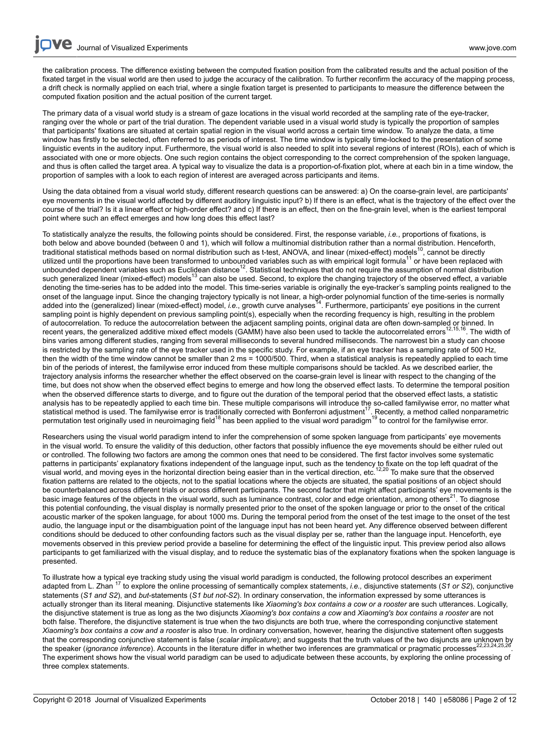the calibration process. The difference existing between the computed fixation position from the calibrated results and the actual position of the fixated target in the visual world are then used to judge the accuracy of the calibration. To further reconfirm the accuracy of the mapping process, a drift check is normally applied on each trial, where a single fixation target is presented to participants to measure the difference between the computed fixation position and the actual position of the current target.

The primary data of a visual world study is a stream of gaze locations in the visual world recorded at the sampling rate of the eye-tracker, ranging over the whole or part of the trial duration. The dependent variable used in a visual world study is typically the proportion of samples that participants' fixations are situated at certain spatial region in the visual world across a certain time window. To analyze the data, a time window has firstly to be selected, often referred to as periods of interest. The time window is typically time-locked to the presentation of some linguistic events in the auditory input. Furthermore, the visual world is also needed to split into several regions of interest (ROIs), each of which is associated with one or more objects. One such region contains the object corresponding to the correct comprehension of the spoken language, and thus is often called the target area. A typical way to visualize the data is a proportion-of-fixation plot, where at each bin in a time window, the proportion of samples with a look to each region of interest are averaged across participants and items.

Using the data obtained from a visual world study, different research questions can be answered: a) On the coarse-grain level, are participants' eye movements in the visual world affected by different auditory linguistic input? b) If there is an effect, what is the trajectory of the effect over the course of the trial? Is it a linear effect or high-order effect? and c) If there is an effect, then on the fine-grain level, when is the earliest temporal point where such an effect emerges and how long does this effect last?

To statistically analyze the results, the following points should be considered. First, the response variable, *i.e.*, proportions of fixations, is both below and above bounded (between 0 and 1), which will follow a multinomial distribution rather than a normal distribution. Henceforth, traditional statistical methods based on normal distribution such as t-test, ANOVA, and linear (mixed-effect) models[10], cannot be directly utilized until the proportions have been transformed to unbounded variables such as with empirical logit formula[11] or have been replaced with unbounded dependent variables such as Euclidean distance[12]. Statistical techniques that do not require the assumption of normal distribution such generalized linear (mixed-effect) models[13] can also be used. Second, to explore the changing trajectory of the observed effect, a variable denoting the time-series has to be added into the model. This time-series variable is originally the eye-tracker's sampling points realigned to the onset of the language input. Since the changing trajectory typically is not linear, a high-order polynomial function of the time-series is normally added into the (generalized) linear (mixed-effect) model, *i.e.*, growth curve analyses[14]. Furthermore, participants' eye positions in the current sampling point is highly dependent on previous sampling point(s), especially when the recording frequency is high, resulting in the problem of autocorrelation. To reduce the autocorrelation between the adjacent sampling points, original data are often down-sampled or binned. In recent years, the generalized additive mixed effect models (GAMM) have also been used to tackle the autocorrelated errors[12,15,16]. The width of bins varies among different studies, ranging from several milliseconds to several hundred milliseconds. The narrowest bin a study can choose is restricted by the sampling rate of the eye tracker used in the specific study. For example, if an eye tracker has a sampling rate of 500 Hz, then the width of the time window cannot be smaller than 2 ms = 1000/500. Third, when a statistical analysis is repeatedly applied to each time bin of the periods of interest, the familywise error induced from these multiple comparisons should be tackled. As we described earlier, the trajectory analysis informs the researcher whether the effect observed on the coarse-grain level is linear with respect to the changing of the time, but does not show when the observed effect begins to emerge and how long the observed effect lasts. To determine the temporal position when the observed difference starts to diverge, and to figure out the duration of the temporal period that the observed effect lasts, a statistic analysis has to be repeatedly applied to each time bin. These multiple comparisons will introduce the so-called familywise error, no matter what statistical method is used. The familywise error is traditionally corrected with Bonferroni adjustment[17]. Recently, a method called nonparametric permutation test originally used in neuroimaging field[18] has been applied to the visual word paradigm[19] to control for the familywise error.

Researchers using the visual world paradigm intend to infer the comprehension of some spoken language from participants' eye movements in the visual world. To ensure the validity of this deduction, other factors that possibly influence the eye movements should be either ruled out or controlled. The following two factors are among the common ones that need to be considered. The first factor involves some systematic patterns in participants' explanatory fixations independent of the language input, such as the tendency to fixate on the top left quadrat of the visual world, and moving eyes in the horizontal direction being easier than in the vertical direction, etc.[12,20] To make sure that the observed fixation patterns are related to the objects, not to the spatial locations where the objects are situated, the spatial positions of an object should be counterbalanced across different trials or across different participants. The second factor that might affect participants' eye movements is the basic image features of the objects in the visual world, such as luminance contrast, color and edge orientation, among others[21]. To diagnose this potential confounding, the visual display is normally presented prior to the onset of the spoken language or prior to the onset of the critical acoustic marker of the spoken language, for about 1000 ms. During the temporal period from the onset of the test image to the onset of the test audio, the language input or the disambiguation point of the language input has not been heard yet. Any difference observed between different conditions should be deduced to other confounding factors such as the visual display per se, rather than the language input. Henceforth, eye movements observed in this preview period provide a baseline for determining the effect of the linguistic input. This preview period also allows participants to get familiarized with the visual display, and to reduce the systematic bias of the explanatory fixations when the spoken language is presented.

To illustrate how a typical eye tracking study using the visual world paradigm is conducted, the following protocol describes an experiment adapted from L. Zhan [17] to explore the online processing of semantically complex statements, *i.e.*, disjunctive statements (*S1 or S2*), conjunctive statements (*S1 and S2*), and *but*-statements (*S1 but not-S2*). In ordinary conservation, the information expressed by some utterances is actually stronger than its literal meaning. Disjunctive statements like *Xiaoming's box contains a cow or a rooster* are such utterances. Logically, the disjunctive statement is true as long as the two disjuncts *Xiaoming's box contains a cow* and *Xiaoming's box contains a rooster* are not both false. Therefore, the disjunctive statement is true when the two disjuncts are both true, where the corresponding conjunctive statement *Xiaoming's box contains a cow and a rooster* is also true. In ordinary conversation, however, hearing the disjunctive statement often suggests that the corresponding conjunctive statement is false (*scalar implicature*); and suggests that the truth values of the two disjuncts are unknown by the speaker (*ignorance inference*). Accounts in the literature differ in whether two inferences are grammatical or pragmatic processes[22,23,24,25,26]. The experiment shows how the visual world paradigm can be used to adjudicate between these accounts, by exploring the online processing of three complex statements.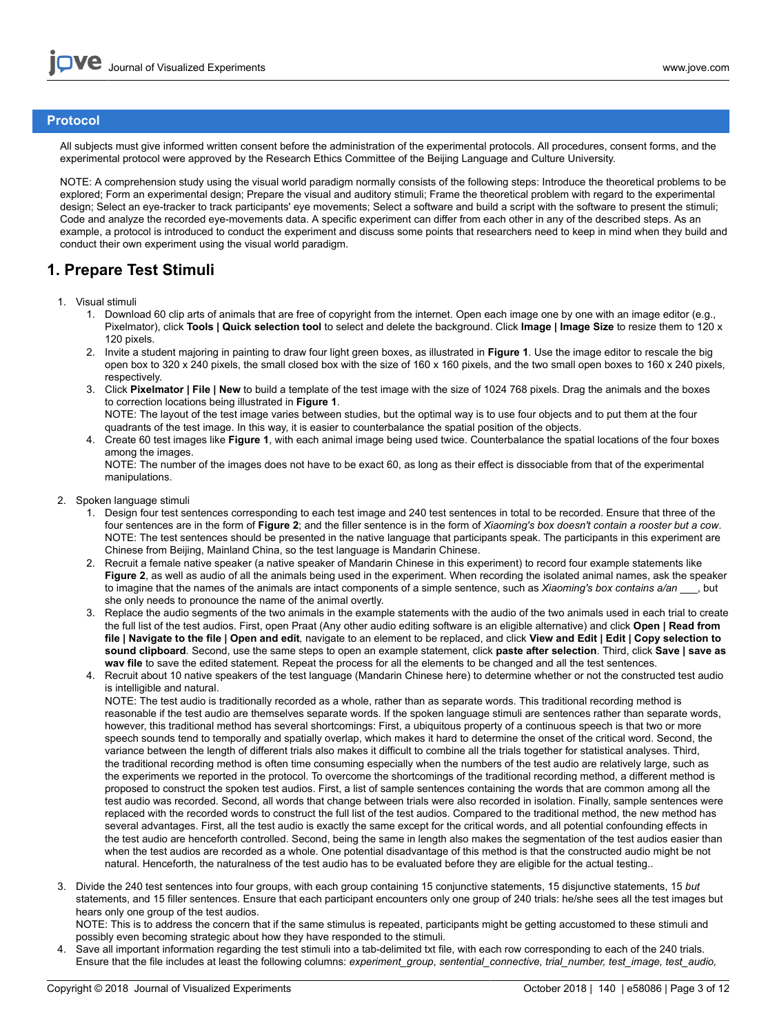## Protocol

All subjects must give informed written consent before the administration of the experimental protocols. All procedures, consent forms, and the experimental protocol were approved by the Research Ethics Committee of the Beijing Language and Culture University.

NOTE: A comprehension study using the visual world paradigm normally consists of the following steps: Introduce the theoretical problems to be explored; Form an experimental design; Prepare the visual and auditory stimuli; Frame the theoretical problem with regard to the experimental design; Select an eye-tracker to track participants' eye movements; Select a software and build a script with the software to present the stimuli; Code and analyze the recorded eye-movements data. A specific experiment can differ from each other in any of the described steps. As an example, a protocol is introduced to conduct the experiment and discuss some points that researchers need to keep in mind when they build and conduct their own experiment using the visual world paradigm.

## 1. Prepare Test Stimuli

1. Visual stimuli
    1. Download 60 clip arts of animals that are free of copyright from the internet. Open each image one by one with an image editor (e.g., Pixelmator), click **Tools | Quick selection tool** to select and delete the background. Click **Image | Image Size** to resize them to 120 x 120 pixels.
    2. Invite a student majoring in painting to draw four light green boxes, as illustrated in **Figure 1**. Use the image editor to rescale the big open box to 320 x 240 pixels, the small closed box with the size of 160 x 160 pixels, and the two small open boxes to 160 x 240 pixels, respectively.
    3. Click **Pixelmator | File | New** to build a template of the test image with the size of 1024 768 pixels. Drag the animals and the boxes to correction locations being illustrated in **Figure 1**.
    NOTE: The layout of the test image varies between studies, but the optimal way is to use four objects and to put them at the four quadrants of the test image. In this way, it is easier to counterbalance the spatial position of the objects.
    4. Create 60 test images like **Figure 1**, with each animal image being used twice. Counterbalance the spatial locations of the four boxes among the images.
    NOTE: The number of the images does not have to be exact 60, as long as their effect is dissociable from that of the experimental manipulations.

2. Spoken language stimuli
    1. Design four test sentences corresponding to each test image and 240 test sentences in total to be recorded. Ensure that three of the four sentences are in the form of **Figure 2**; and the filler sentence is in the form of *Xiaoming's box doesn't contain a rooster but a cow*.
    NOTE: The test sentences should be presented in the native language that participants speak. The participants in this experiment are Chinese from Beijing, Mainland China, so the test language is Mandarin Chinese.
    2. Recruit a female native speaker (a native speaker of Mandarin Chinese in this experiment) to record four example statements like **Figure 2**, as well as audio of all the animals being used in the experiment. When recording the isolated animal names, ask the speaker to imagine that the names of the animals are intact components of a simple sentence, such as *Xiaoming's box contains a/an ___*, but she only needs to pronounce the name of the animal overtly.
    3. Replace the audio segments of the two animals in the example statements with the audio of the two animals used in each trial to create the full list of the test audios. First, open Praat (Any other audio editing software is an eligible alternative) and click **Open | Read from file | Navigate to the file | Open and edit**, navigate to an element to be replaced, and click **View and Edit | Edit | Copy selection to sound clipboard**. Second, use the same steps to open an example statement, click **paste after selection**. Third, click **Save | save as wav file** to save the edited statement. Repeat the process for all the elements to be changed and all the test sentences.
    4. Recruit about 10 native speakers of the test language (Mandarin Chinese here) to determine whether or not the constructed test audio is intelligible and natural.
    NOTE: The test audio is traditionally recorded as a whole, rather than as separate words. This traditional recording method is reasonable if the test audio are themselves separate words. If the spoken language stimuli are sentences rather than separate words, however, this traditional method has several shortcomings: First, a ubiquitous property of a continuous speech is that two or more speech sounds tend to temporally and spatially overlap, which makes it hard to determine the onset of the critical word. Second, the variance between the length of different trials also makes it difficult to combine all the trials together for statistical analyses. Third, the traditional recording method is often time consuming especially when the numbers of the test audio are relatively large, such as the experiments we reported in the protocol. To overcome the shortcomings of the traditional recording method, a different method is proposed to construct the spoken test audios. First, a list of sample sentences containing the words that are common among all the test audio was recorded. Second, all words that change between trials were also recorded in isolation. Finally, sample sentences were replaced with the recorded words to construct the full list of the test audios. Compared to the traditional method, the new method has several advantages. First, all the test audio is exactly the same except for the critical words, and all potential confounding effects in the test audio are henceforth controlled. Second, being the same in length also makes the segmentation of the test audios easier than when the test audios are recorded as a whole. One potential disadvantage of this method is that the constructed audio might be not natural. Henceforth, the naturalness of the test audio has to be evaluated before they are eligible for the actual testing..

3. Divide the 240 test sentences into four groups, with each group containing 15 conjunctive statements, 15 disjunctive statements, 15 *but* statements, and 15 filler sentences. Ensure that each participant encounters only one group of 240 trials: he/she sees all the test images but hears only one group of the test audios.
NOTE: This is to address the concern that if the same stimulus is repeated, participants might be getting accustomed to these stimuli and possibly even becoming strategic about how they have responded to the stimuli.
4. Save all important information regarding the test stimuli into a tab-delimited txt file, with each row corresponding to each of the 240 trials. Ensure that the file includes at least the following columns: *experiment_group*, *sentential_connective, trial_number, test_image, test_audio,*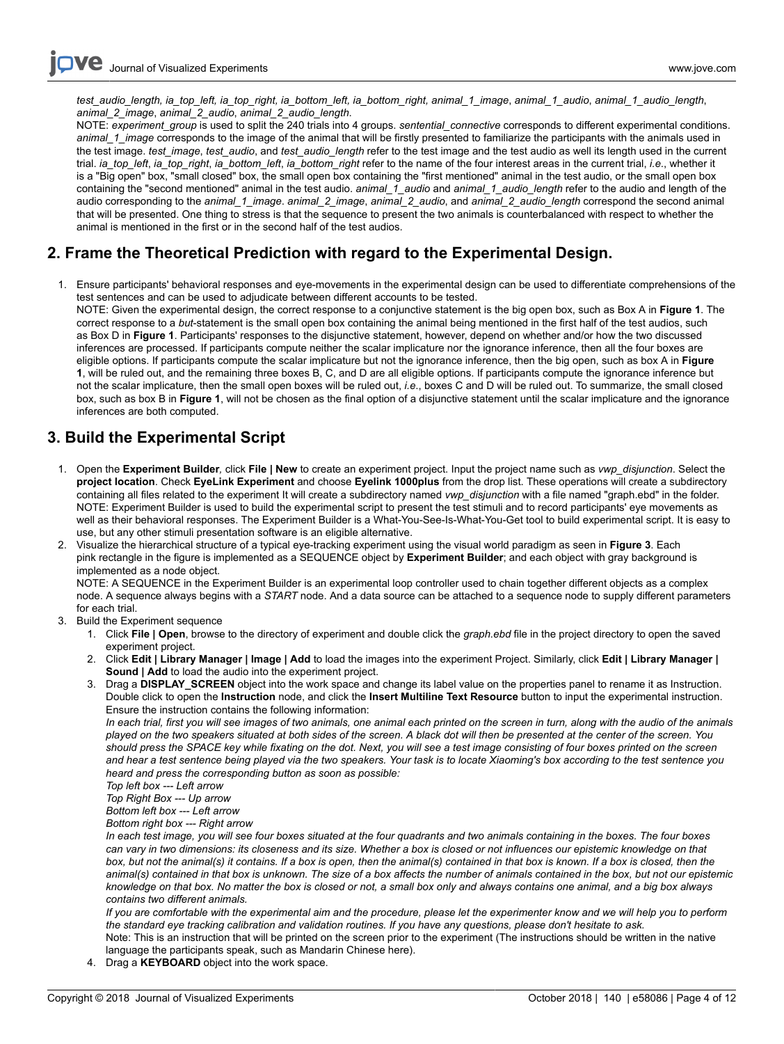*test_audio_length, ia_top_left, ia_top_right, ia_bottom_left, ia_bottom_right, animal_1_image*, *animal_1_audio*, *animal_1_audio_length*, *animal_2_image*, *animal_2_audio*, *animal_2_audio_length*.

NOTE: *experiment_group* is used to split the 240 trials into 4 groups. *sentential_connective* corresponds to different experimental conditions. *animal_1_image* corresponds to the image of the animal that will be firstly presented to familiarize the participants with the animals used in the test image. *test_image*, *test_audio*, and *test_audio_length* refer to the test image and the test audio as well its length used in the current trial. *ia_top_left*, *ia_top_right*, *ia_bottom_left*, *ia_bottom_right* refer to the name of the four interest areas in the current trial, *i.e.*, whether it is a "Big open" box, "small closed" box, the small open box containing the "first mentioned" animal in the test audio, or the small open box containing the "second mentioned" animal in the test audio. *animal_1_audio* and *animal_1_audio_length* refer to the audio and length of the audio corresponding to the *animal_1_image*. *animal_2_image*, *animal_2_audio*, and *animal_2_audio_length* correspond the second animal that will be presented. One thing to stress is that the sequence to present the two animals is counterbalanced with respect to whether the animal is mentioned in the first or in the second half of the test audios.

## 2. Frame the Theoretical Prediction with regard to the Experimental Design.

1. Ensure participants' behavioral responses and eye-movements in the experimental design can be used to differentiate comprehensions of the test sentences and can be used to adjudicate between different accounts to be tested.
   NOTE: Given the experimental design, the correct response to a conjunctive statement is the big open box, such as Box A in **Figure 1**. The correct response to a *but*-statement is the small open box containing the animal being mentioned in the first half of the test audios, such as Box D in **Figure 1**. Participants' responses to the disjunctive statement, however, depend on whether and/or how the two discussed inferences are processed. If participants compute neither the scalar implicature nor the ignorance inference, then all the four boxes are eligible options. If participants compute the scalar implicature but not the ignorance inference, then the big open, such as box A in **Figure 1**, will be ruled out, and the remaining three boxes B, C, and D are all eligible options. If participants compute the ignorance inference but not the scalar implicature, then the small open boxes will be ruled out, *i.e.*, boxes C and D will be ruled out. To summarize, the small closed box, such as box B in **Figure 1**, will not be chosen as the final option of a disjunctive statement until the scalar implicature and the ignorance inferences are both computed.

## 3. Build the Experimental Script

1. Open the **Experiment Builder***,* click **File | New** to create an experiment project. Input the project name such as *vwp_disjunction*. Select the **project location**. Check **EyeLink Experiment** and choose **Eyelink 1000plus** from the drop list. These operations will create a subdirectory containing all files related to the experiment It will create a subdirectory named *vwp_disjunction* with a file named "graph.ebd" in the folder.
   NOTE: Experiment Builder is used to build the experimental script to present the test stimuli and to record participants' eye movements as well as their behavioral responses. The Experiment Builder is a What-You-See-Is-What-You-Get tool to build experimental script. It is easy to use, but any other stimuli presentation software is an eligible alternative.
2. Visualize the hierarchical structure of a typical eye-tracking experiment using the visual world paradigm as seen in **Figure 3**. Each pink rectangle in the figure is implemented as a SEQUENCE object by **Experiment Builder**; and each object with gray background is implemented as a node object.
   NOTE: A SEQUENCE in the Experiment Builder is an experimental loop controller used to chain together different objects as a complex node. A sequence always begins with a *START* node. And a data source can be attached to a sequence node to supply different parameters for each trial.
3. Build the Experiment sequence
   1. Click **File | Open**, browse to the directory of experiment and double click the *graph.ebd* file in the project directory to open the saved experiment project.
   2. Click **Edit | Library Manager | Image | Add** to load the images into the experiment Project. Similarly, click **Edit | Library Manager | Sound | Add** to load the audio into the experiment project.
   3. Drag a **DISPLAY_SCREEN** object into the work space and change its label value on the properties panel to rename it as Instruction. Double click to open the **Instruction** node, and click the **Insert Multiline Text Resource** button to input the experimental instruction. Ensure the instruction contains the following information:
      *In each trial, first you will see images of two animals, one animal each printed on the screen in turn, along with the audio of the animals played on the two speakers situated at both sides of the screen. A black dot will then be presented at the center of the screen. You should press the SPACE key while fixating on the dot. Next, you will see a test image consisting of four boxes printed on the screen and hear a test sentence being played via the two speakers. Your task is to locate Xiaoming's box according to the test sentence you heard and press the corresponding button as soon as possible:*
      *Top left box --- Left arrow*
      *Top Right Box --- Up arrow*
      *Bottom left box --- Left arrow*
      *Bottom right box --- Right arrow*
      *In each test image, you will see four boxes situated at the four quadrants and two animals containing in the boxes. The four boxes can vary in two dimensions: its closeness and its size. Whether a box is closed or not influences our epistemic knowledge on that box, but not the animal(s) it contains. If a box is open, then the animal(s) contained in that box is known. If a box is closed, then the animal(s) contained in that box is unknown. The size of a box affects the number of animals contained in the box, but not our epistemic knowledge on that box. No matter the box is closed or not, a small box only and always contains one animal, and a big box always contains two different animals.*
      *If you are comfortable with the experimental aim and the procedure, please let the experimenter know and we will help you to perform the standard eye tracking calibration and validation routines. If you have any questions, please don't hesitate to ask.*
      Note: This is an instruction that will be printed on the screen prior to the experiment (The instructions should be written in the native language the participants speak, such as Mandarin Chinese here).
   4. Drag a **KEYBOARD** object into the work space.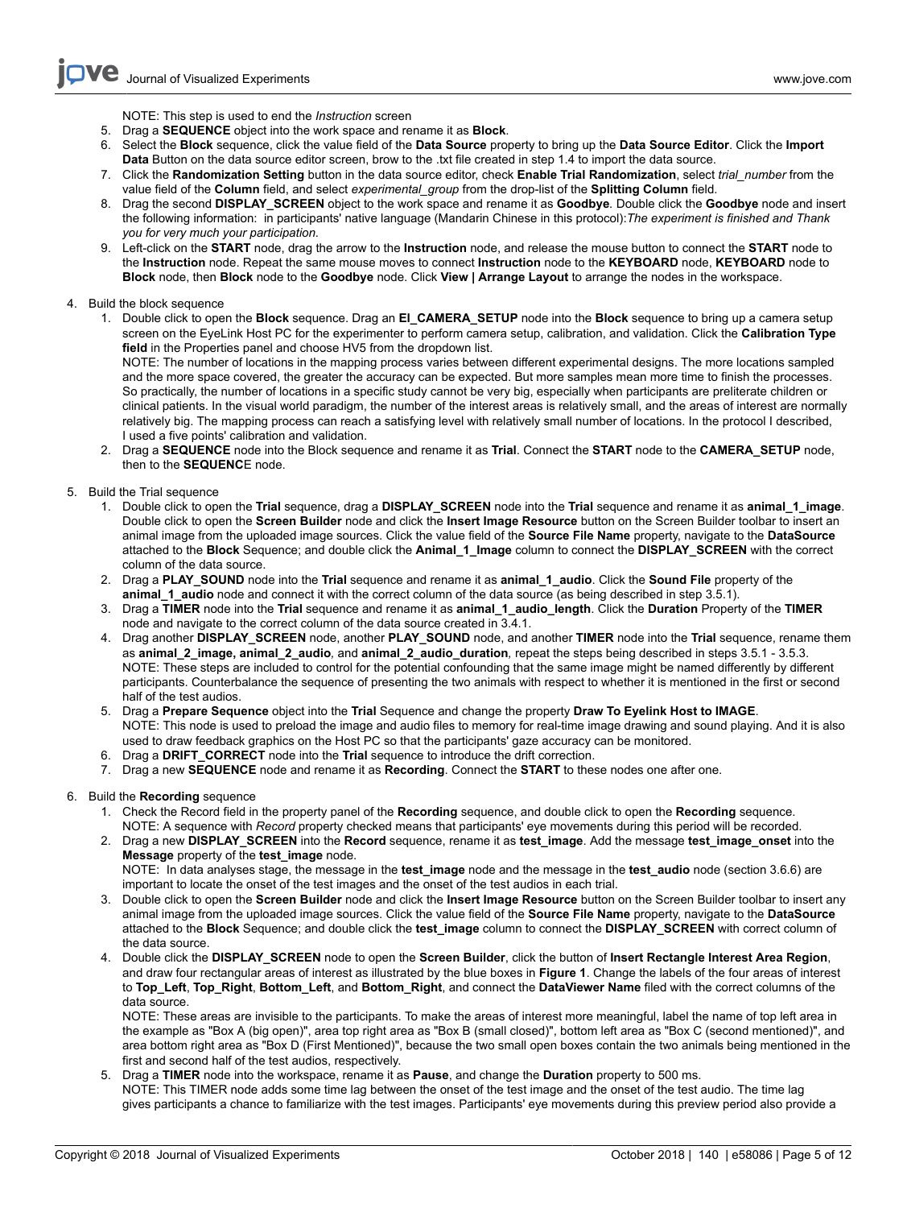NOTE: This step is used to end the *Instruction* screen

5. Drag a **SEQUENCE** object into the work space and rename it as **Block**.
6. Select the **Block** sequence, click the value field of the **Data Source** property to bring up the **Data Source Editor**. Click the **Import Data** Button on the data source editor screen, brow to the .txt file created in step 1.4 to import the data source.
7. Click the **Randomization Setting** button in the data source editor, check **Enable Trial Randomization**, select *trial_number* from the value field of the **Column** field, and select *experimental_group* from the drop-list of the **Splitting Column** field.
8. Drag the second **DISPLAY_SCREEN** object to the work space and rename it as **Goodbye**. Double click the **Goodbye** node and insert the following information: in participants' native language (Mandarin Chinese in this protocol):*The experiment is finished and Thank you for very much your participation*.
9. Left-click on the **START** node, drag the arrow to the **Instruction** node, and release the mouse button to connect the **START** node to the **Instruction** node. Repeat the same mouse moves to connect **Instruction** node to the **KEYBOARD** node, **KEYBOARD** node to **Block** node, then **Block** node to the **Goodbye** node. Click **View | Arrange Layout** to arrange the nodes in the workspace.

4. Build the block sequence
   1. Double click to open the **Block** sequence. Drag an **El_CAMERA_SETUP** node into the **Block** sequence to bring up a camera setup screen on the EyeLink Host PC for the experimenter to perform camera setup, calibration, and validation. Click the **Calibration Type field** in the Properties panel and choose HV5 from the dropdown list.
   NOTE: The number of locations in the mapping process varies between different experimental designs. The more locations sampled and the more space covered, the greater the accuracy can be expected. But more samples mean more time to finish the processes. So practically, the number of locations in a specific study cannot be very big, especially when participants are preliterate children or clinical patients. In the visual world paradigm, the number of the interest areas is relatively small, and the areas of interest are normally relatively big. The mapping process can reach a satisfying level with relatively small number of locations. In the protocol I described, I used a five points' calibration and validation.
   2. Drag a **SEQUENCE** node into the Block sequence and rename it as **Trial**. Connect the **START** node to the **CAMERA_SETUP** node, then to the **SEQUENC**E node.

5. Build the Trial sequence
   1. Double click to open the **Trial** sequence, drag a **DISPLAY_SCREEN** node into the **Trial** sequence and rename it as **animal_1_image**. Double click to open the **Screen Builder** node and click the **Insert Image Resource** button on the Screen Builder toolbar to insert an animal image from the uploaded image sources. Click the value field of the **Source File Name** property, navigate to the **DataSource** attached to the **Block** Sequence; and double click the **Animal_1_Image** column to connect the **DISPLAY_SCREEN** with the correct column of the data source.
   2. Drag a **PLAY_SOUND** node into the **Trial** sequence and rename it as **animal_1_audio**. Click the **Sound File** property of the **animal_1_audio** node and connect it with the correct column of the data source (as being described in step 3.5.1).
   3. Drag a **TIMER** node into the **Trial** sequence and rename it as **animal_1_audio_length**. Click the **Duration** Property of the **TIMER** node and navigate to the correct column of the data source created in 3.4.1.
   4. Drag another **DISPLAY_SCREEN** node, another **PLAY_SOUND** node, and another **TIMER** node into the **Trial** sequence, rename them as **animal_2_image, animal_2_audio**, and **animal_2_audio_duration**, repeat the steps being described in steps 3.5.1 - 3.5.3.
   NOTE: These steps are included to control for the potential confounding that the same image might be named differently by different participants. Counterbalance the sequence of presenting the two animals with respect to whether it is mentioned in the first or second half of the test audios.
   5. Drag a **Prepare Sequence** object into the **Trial** Sequence and change the property **Draw To Eyelink Host to IMAGE**.
   NOTE: This node is used to preload the image and audio files to memory for real-time image drawing and sound playing. And it is also used to draw feedback graphics on the Host PC so that the participants' gaze accuracy can be monitored.
   6. Drag a **DRIFT_CORRECT** node into the **Trial** sequence to introduce the drift correction.
   7. Drag a new **SEQUENCE** node and rename it as **Recording**. Connect the **START** to these nodes one after one.

6. Build the **Recording** sequence
   1. Check the Record field in the property panel of the **Recording** sequence, and double click to open the **Recording** sequence.
   NOTE: A sequence with *Record* property checked means that participants' eye movements during this period will be recorded.
   2. Drag a new **DISPLAY_SCREEN** into the **Record** sequence, rename it as **test_image**. Add the message **test_image_onset** into the **Message** property of the **test_image** node.
   NOTE: In data analyses stage, the message in the **test_image** node and the message in the **test_audio** node (section 3.6.6) are important to locate the onset of the test images and the onset of the test audios in each trial.
   3. Double click to open the **Screen Builder** node and click the **Insert Image Resource** button on the Screen Builder toolbar to insert any animal image from the uploaded image sources. Click the value field of the **Source File Name** property, navigate to the **DataSource** attached to the **Block** Sequence; and double click the **test_image** column to connect the **DISPLAY_SCREEN** with correct column of the data source.
   4. Double click the **DISPLAY_SCREEN** node to open the **Screen Builder**, click the button of **Insert Rectangle Interest Area Region**, and draw four rectangular areas of interest as illustrated by the blue boxes in **Figure 1**. Change the labels of the four areas of interest to **Top_Left**, **Top_Right**, **Bottom_Left**, and **Bottom_Right**, and connect the **DataViewer Name** filed with the correct columns of the data source.
   NOTE: These areas are invisible to the participants. To make the areas of interest more meaningful, label the name of top left area in the example as "Box A (big open)", area top right area as "Box B (small closed)", bottom left area as "Box C (second mentioned)", and area bottom right area as "Box D (First Mentioned)", because the two small open boxes contain the two animals being mentioned in the first and second half of the test audios, respectively.
   5. Drag a **TIMER** node into the workspace, rename it as **Pause**, and change the **Duration** property to 500 ms.
   NOTE: This TIMER node adds some time lag between the onset of the test image and the onset of the test audio. The time lag gives participants a chance to familiarize with the test images. Participants' eye movements during this preview period also provide a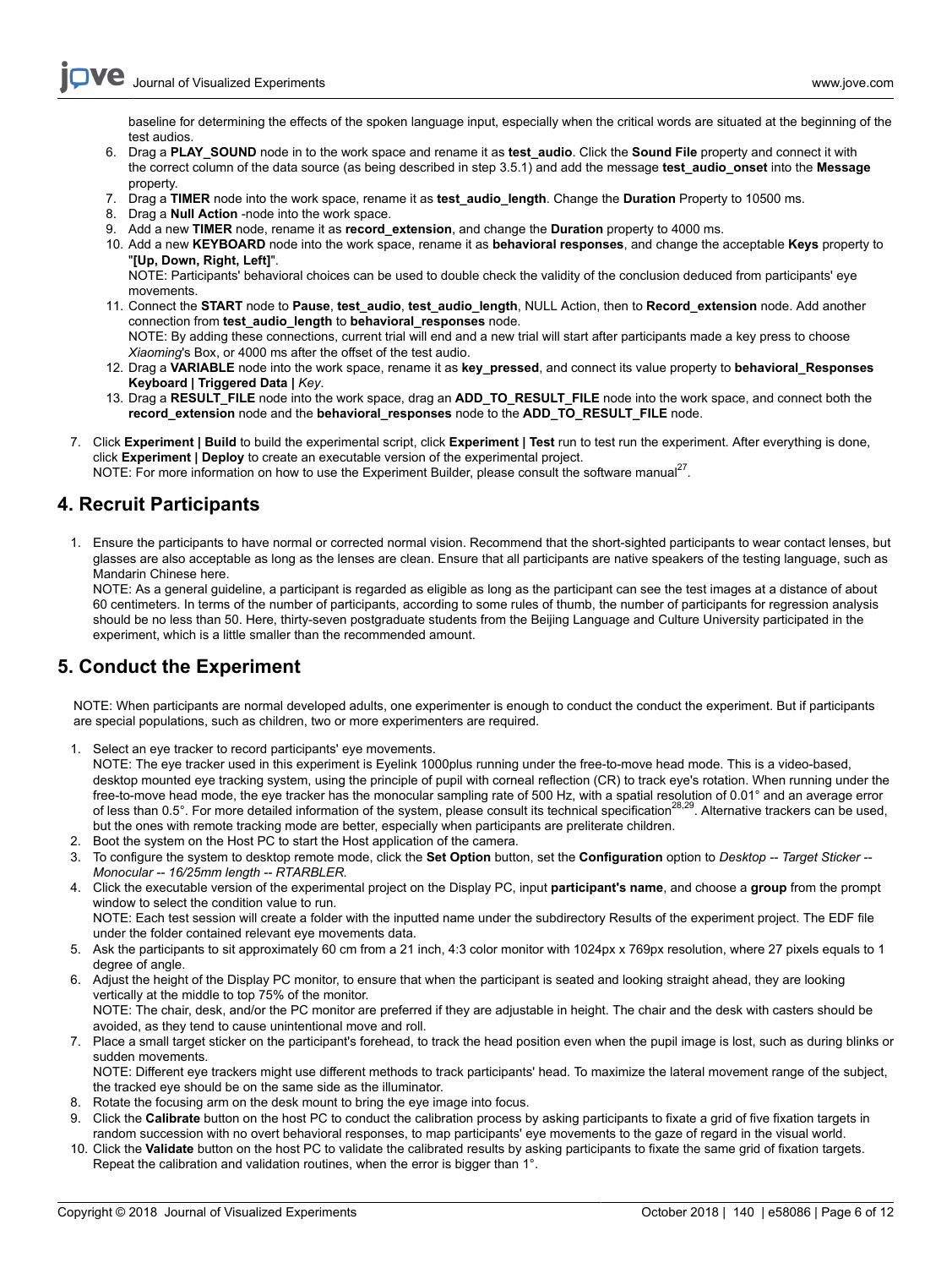baseline for determining the effects of the spoken language input, especially when the critical words are situated at the beginning of the test audios.

6. Drag a **PLAY_SOUND** node in to the work space and rename it as **test_audio**. Click the **Sound File** property and connect it with the correct column of the data source (as being described in step 3.5.1) and add the message **test_audio_onset** into the **Message** property.
7. Drag a **TIMER** node into the work space, rename it as **test_audio_length**. Change the **Duration** Property to 10500 ms.
8. Drag a **Null Action** -node into the work space.
9. Add a new **TIMER** node, rename it as **record_extension**, and change the **Duration** property to 4000 ms.
10. Add a new **KEYBOARD** node into the work space, rename it as **behavioral responses**, and change the acceptable **Keys** property to "**[Up, Down, Right, Left]**".
    NOTE: Participants' behavioral choices can be used to double check the validity of the conclusion deduced from participants' eye movements.
11. Connect the **START** node to **Pause**, **test_audio**, **test_audio_length**, NULL Action, then to **Record_extension** node. Add another connection from **test_audio_length** to **behavioral_responses** node.
    NOTE: By adding these connections, current trial will end and a new trial will start after participants made a key press to choose *Xiaoming*'s Box, or 4000 ms after the offset of the test audio.
12. Drag a **VARIABLE** node into the work space, rename it as **key_pressed**, and connect its value property to **behavioral_Responses Keyboard | Triggered Data |** *Key*.
13. Drag a **RESULT_FILE** node into the work space, drag an **ADD_TO_RESULT_FILE** node into the work space, and connect both the **record_extension** node and the **behavioral_responses** node to the **ADD_TO_RESULT_FILE** node.

7. Click **Experiment | Build** to build the experimental script, click **Experiment | Test** run to test run the experiment. After everything is done, click **Experiment | Deploy** to create an executable version of the experimental project.
   NOTE: For more information on how to use the Experiment Builder, please consult the software manual[27].

## 4. Recruit Participants

1. Ensure the participants to have normal or corrected normal vision. Recommend that the short-sighted participants to wear contact lenses, but glasses are also acceptable as long as the lenses are clean. Ensure that all participants are native speakers of the testing language, such as Mandarin Chinese here.
   NOTE: As a general guideline, a participant is regarded as eligible as long as the participant can see the test images at a distance of about 60 centimeters. In terms of the number of participants, according to some rules of thumb, the number of participants for regression analysis should be no less than 50. Here, thirty-seven postgraduate students from the Beijing Language and Culture University participated in the experiment, which is a little smaller than the recommended amount.

## 5. Conduct the Experiment

NOTE: When participants are normal developed adults, one experimenter is enough to conduct the conduct the experiment. But if participants are special populations, such as children, two or more experimenters are required.

1. Select an eye tracker to record participants' eye movements.
   NOTE: The eye tracker used in this experiment is Eyelink 1000plus running under the free-to-move head mode. This is a video-based, desktop mounted eye tracking system, using the principle of pupil with corneal reflection (CR) to track eye's rotation. When running under the free-to-move head mode, the eye tracker has the monocular sampling rate of 500 Hz, with a spatial resolution of 0.01° and an average error of less than 0.5°. For more detailed information of the system, please consult its technical specification[28,29]. Alternative trackers can be used, but the ones with remote tracking mode are better, especially when participants are preliterate children.
2. Boot the system on the Host PC to start the Host application of the camera.
3. To configure the system to desktop remote mode, click the **Set Option** button, set the **Configuration** option to *Desktop -- Target Sticker -- Monocular -- 16/25mm length -- RTARBLER.*
4. Click the executable version of the experimental project on the Display PC, input **participant's name**, and choose a **group** from the prompt window to select the condition value to run.
   NOTE: Each test session will create a folder with the inputted name under the subdirectory Results of the experiment project. The EDF file under the folder contained relevant eye movements data.
5. Ask the participants to sit approximately 60 cm from a 21 inch, 4:3 color monitor with 1024px x 769px resolution, where 27 pixels equals to 1 degree of angle.
6. Adjust the height of the Display PC monitor, to ensure that when the participant is seated and looking straight ahead, they are looking vertically at the middle to top 75% of the monitor.
   NOTE: The chair, desk, and/or the PC monitor are preferred if they are adjustable in height. The chair and the desk with casters should be avoided, as they tend to cause unintentional move and roll.
7. Place a small target sticker on the participant's forehead, to track the head position even when the pupil image is lost, such as during blinks or sudden movements.
   NOTE: Different eye trackers might use different methods to track participants' head. To maximize the lateral movement range of the subject, the tracked eye should be on the same side as the illuminator.
8. Rotate the focusing arm on the desk mount to bring the eye image into focus.
9. Click the **Calibrate** button on the host PC to conduct the calibration process by asking participants to fixate a grid of five fixation targets in random succession with no overt behavioral responses, to map participants' eye movements to the gaze of regard in the visual world.
10. Click the **Validate** button on the host PC to validate the calibrated results by asking participants to fixate the same grid of fixation targets. Repeat the calibration and validation routines, when the error is bigger than 1°.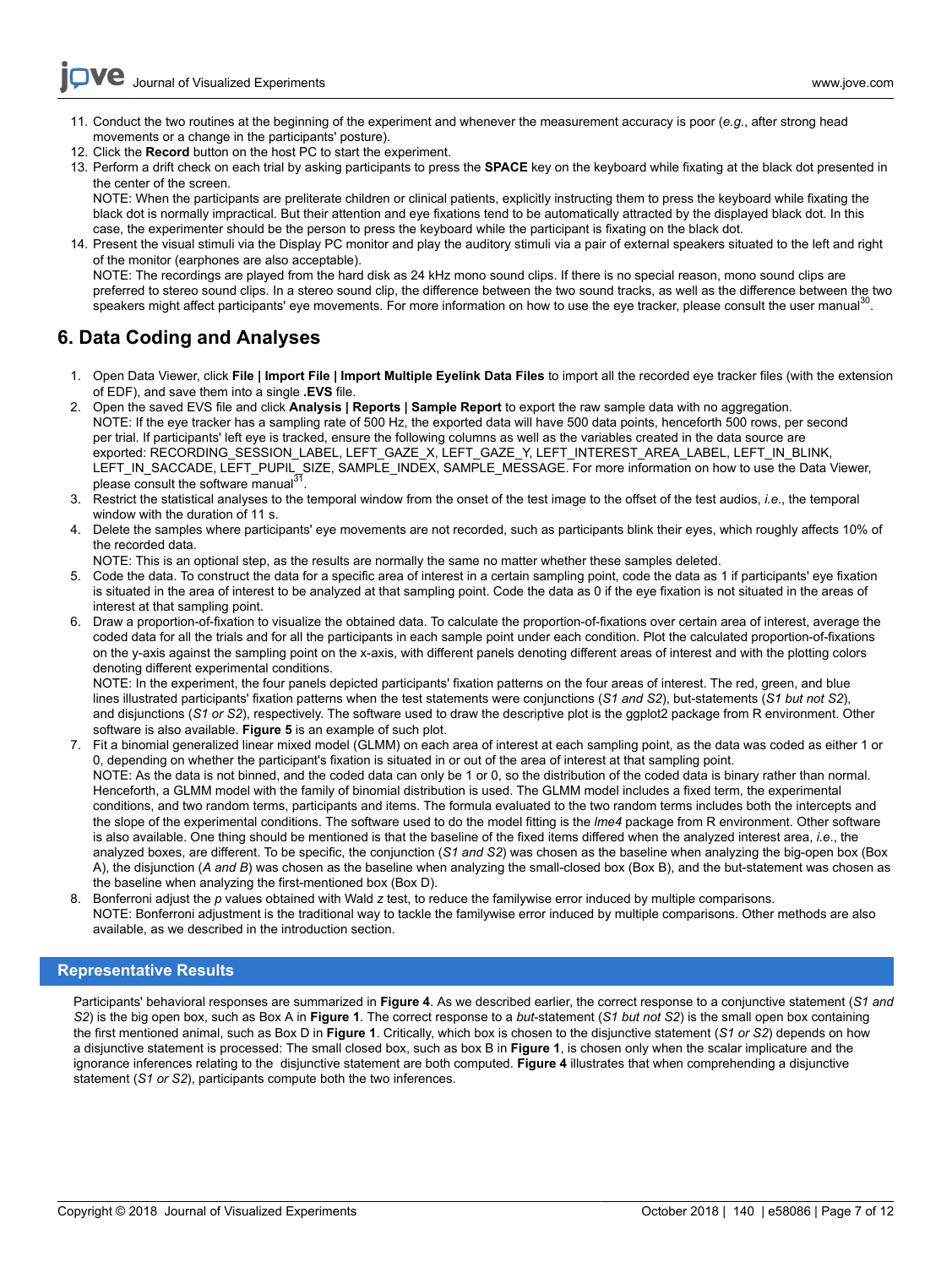11. Conduct the two routines at the beginning of the experiment and whenever the measurement accuracy is poor (*e.g.*, after strong head movements or a change in the participants' posture).
12. Click the **Record** button on the host PC to start the experiment.
13. Perform a drift check on each trial by asking participants to press the **SPACE** key on the keyboard while fixating at the black dot presented in the center of the screen.
    NOTE: When the participants are preliterate children or clinical patients, explicitly instructing them to press the keyboard while fixating the black dot is normally impractical. But their attention and eye fixations tend to be automatically attracted by the displayed black dot. In this case, the experimenter should be the person to press the keyboard while the participant is fixating on the black dot.
14. Present the visual stimuli via the Display PC monitor and play the auditory stimuli via a pair of external speakers situated to the left and right of the monitor (earphones are also acceptable).
    NOTE: The recordings are played from the hard disk as 24 kHz mono sound clips. If there is no special reason, mono sound clips are preferred to stereo sound clips. In a stereo sound clip, the difference between the two sound tracks, as well as the difference between the two speakers might affect participants' eye movements. For more information on how to use the eye tracker, please consult the user manual[30].

## 6. Data Coding and Analyses

1. Open Data Viewer, click **File | Import File | Import Multiple Eyelink Data Files** to import all the recorded eye tracker files (with the extension of EDF), and save them into a single **.EVS** file.
2. Open the saved EVS file and click **Analysis | Reports | Sample Report** to export the raw sample data with no aggregation.
   NOTE: If the eye tracker has a sampling rate of 500 Hz, the exported data will have 500 data points, henceforth 500 rows, per second per trial. If participants' left eye is tracked, ensure the following columns as well as the variables created in the data source are exported: RECORDING_SESSION_LABEL, LEFT_GAZE_X, LEFT_GAZE_Y, LEFT_INTEREST_AREA_LABEL, LEFT_IN_BLINK, LEFT_IN_SACCADE, LEFT_PUPIL_SIZE, SAMPLE_INDEX, SAMPLE_MESSAGE. For more information on how to use the Data Viewer, please consult the software manual[31].
3. Restrict the statistical analyses to the temporal window from the onset of the test image to the offset of the test audios, *i.e.*, the temporal window with the duration of 11 s.
4. Delete the samples where participants' eye movements are not recorded, such as participants blink their eyes, which roughly affects 10% of the recorded data.
   NOTE: This is an optional step, as the results are normally the same no matter whether these samples deleted.
5. Code the data. To construct the data for a specific area of interest in a certain sampling point, code the data as 1 if participants' eye fixation is situated in the area of interest to be analyzed at that sampling point. Code the data as 0 if the eye fixation is not situated in the areas of interest at that sampling point.
6. Draw a proportion-of-fixation to visualize the obtained data. To calculate the proportion-of-fixations over certain area of interest, average the coded data for all the trials and for all the participants in each sample point under each condition. Plot the calculated proportion-of-fixations on the y-axis against the sampling point on the x-axis, with different panels denoting different areas of interest and with the plotting colors denoting different experimental conditions.
   NOTE: In the experiment, the four panels depicted participants' fixation patterns on the four areas of interest. The red, green, and blue lines illustrated participants' fixation patterns when the test statements were conjunctions (*S1 and S2*), but-statements (*S1 but not S2*), and disjunctions (*S1 or S2*), respectively. The software used to draw the descriptive plot is the ggplot2 package from R environment. Other software is also available. **Figure 5** is an example of such plot.
7. Fit a binomial generalized linear mixed model (GLMM) on each area of interest at each sampling point, as the data was coded as either 1 or 0, depending on whether the participant's fixation is situated in or out of the area of interest at that sampling point.
   NOTE: As the data is not binned, and the coded data can only be 1 or 0, so the distribution of the coded data is binary rather than normal. Henceforth, a GLMM model with the family of binomial distribution is used. The GLMM model includes a fixed term, the experimental conditions, and two random terms, participants and items. The formula evaluated to the two random terms includes both the intercepts and the slope of the experimental conditions. The software used to do the model fitting is the *lme4* package from R environment. Other software is also available. One thing should be mentioned is that the baseline of the fixed items differed when the analyzed interest area, *i.e.*, the analyzed boxes, are different. To be specific, the conjunction (*S1 and S2*) was chosen as the baseline when analyzing the big-open box (Box A), the disjunction (*A and B*) was chosen as the baseline when analyzing the small-closed box (Box B), and the but-statement was chosen as the baseline when analyzing the first-mentioned box (Box D).
8. Bonferroni adjust the *p* values obtained with Wald *z* test, to reduce the familywise error induced by multiple comparisons.
   NOTE: Bonferroni adjustment is the traditional way to tackle the familywise error induced by multiple comparisons. Other methods are also available, as we described in the introduction section.

## Representative Results

Participants' behavioral responses are summarized in **Figure 4**. As we described earlier, the correct response to a conjunctive statement (*S1 and S2*) is the big open box, such as Box A in **Figure 1**. The correct response to a *but*-statement (*S1 but not S2*) is the small open box containing the first mentioned animal, such as Box D in **Figure 1**. Critically, which box is chosen to the disjunctive statement (*S1 or S2*) depends on how a disjunctive statement is processed: The small closed box, such as box B in **Figure 1**, is chosen only when the scalar implicature and the ignorance inferences relating to the disjunctive statement are both computed. **Figure 4** illustrates that when comprehending a disjunctive statement (*S1 or S2*), participants compute both the two inferences.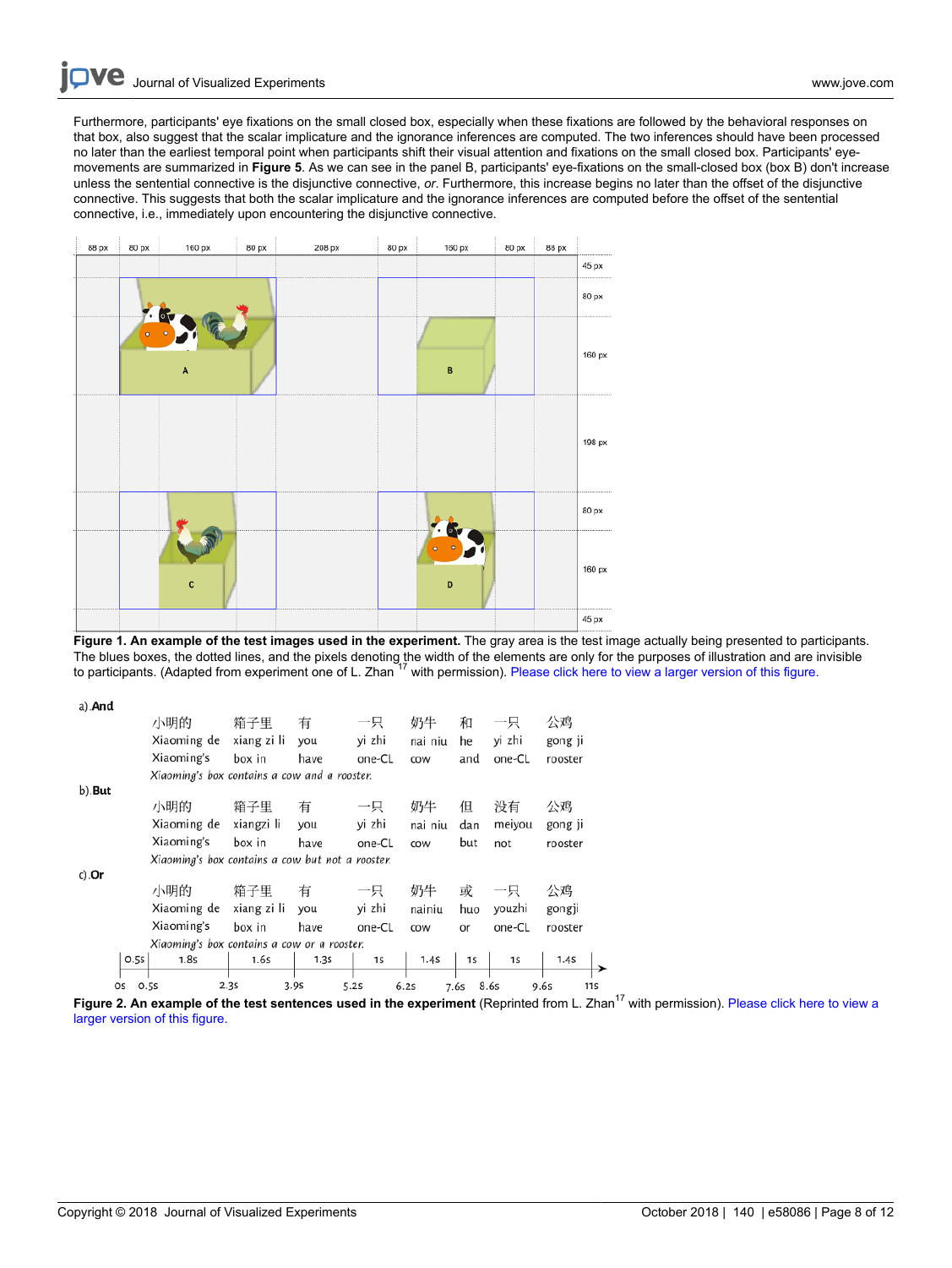Furthermore, participants' eye fixations on the small closed box, especially when these fixations are followed by the behavioral responses on that box, also suggest that the scalar implicature and the ignorance inferences are computed. The two inferences should have been processed no later than the earliest temporal point when participants shift their visual attention and fixations on the small closed box. Participants' eye-movements are summarized in **Figure 5**. As we can see in the panel B, participants' eye-fixations on the small-closed box (box B) don't increase unless the sentential connective is the disjunctive connective, *or*. Furthermore, this increase begins no later than the offset of the disjunctive connective. This suggests that both the scalar implicature and the ignorance inferences are computed before the offset of the sentential connective, i.e., immediately upon encountering the disjunctive connective.

**Figure 1. An example of the test images used in the experiment.** The gray area is the test image actually being presented to participants. The blues boxes, the dotted lines, and the pixels denoting the width of the elements are only for the purposes of illustration and are invisible to participants. (Adapted from experiment one of L. Zhan[17] with permission). Please click here to view a larger version of this figure.

**Figure 2. An example of the test sentences used in the experiment** (Reprinted from L. Zhan[17] with permission). Please click here to view a larger version of this figure.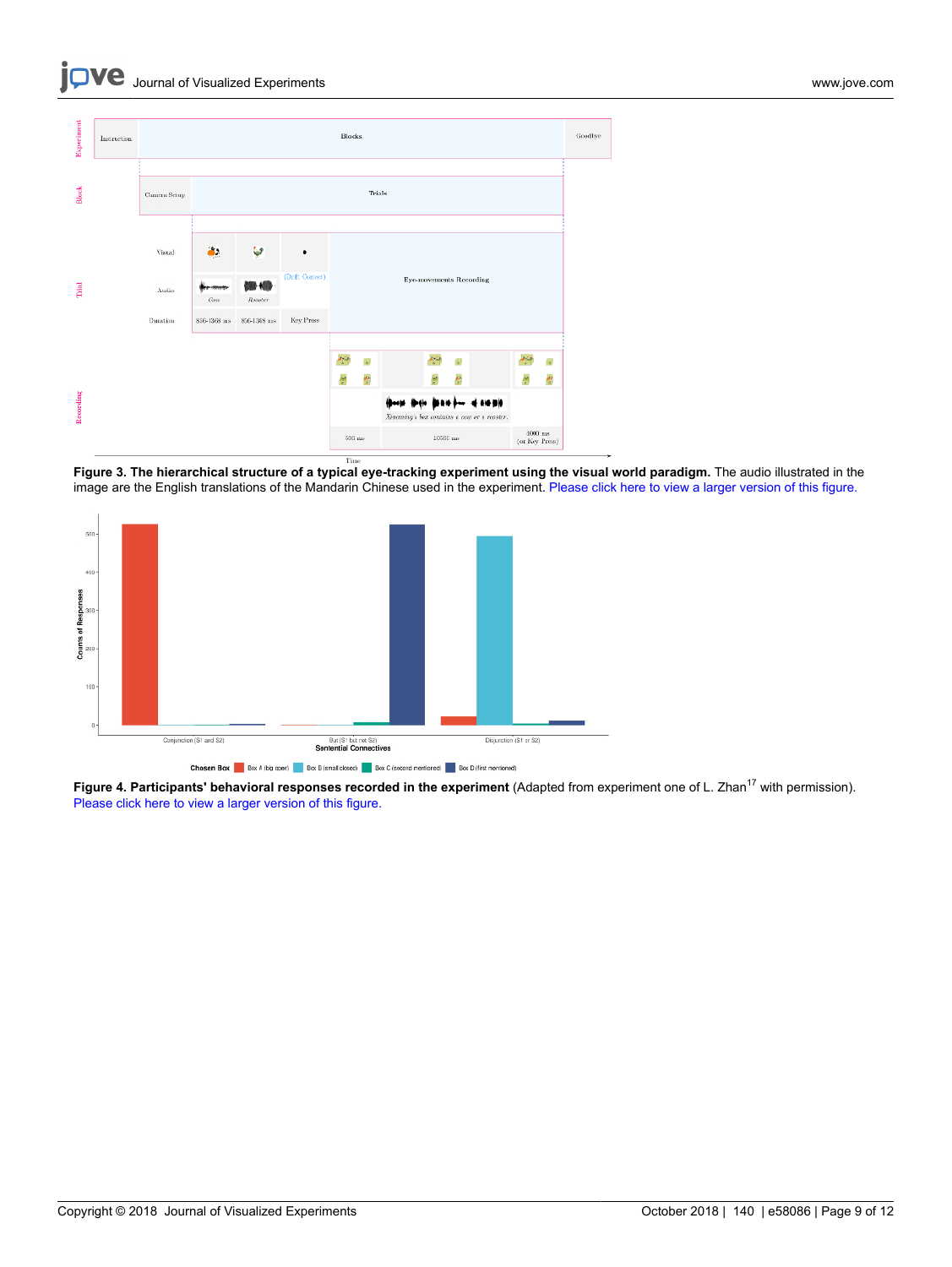**Figure 3. The hierarchical structure of a typical eye-tracking experiment using the visual world paradigm.** The audio illustrated in the image are the English translations of the Mandarin Chinese used in the experiment. Please click here to view a larger version of this figure.

**Figure 4. Participants' behavioral responses recorded in the experiment** (Adapted from experiment one of L. Zhan[17] with permission). Please click here to view a larger version of this figure.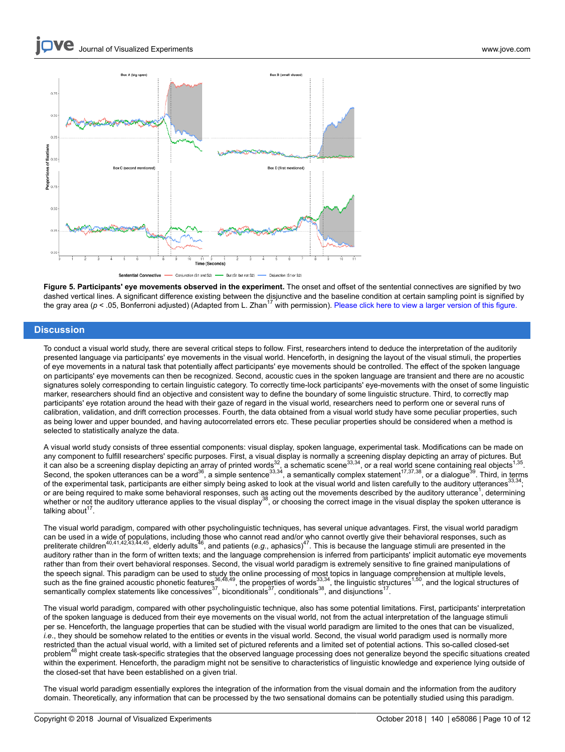**Figure 5. Participants' eye movements observed in the experiment.** The onset and offset of the sentential connectives are signified by two dashed vertical lines. A significant difference existing between the disjunctive and the baseline condition at certain sampling point is signified by the gray area ($p < .05$, Bonferroni adjusted) (Adapted from L. Zhan[17] with permission). Please click here to view a larger version of this figure.

## Discussion

To conduct a visual world study, there are several critical steps to follow. First, researchers intend to deduce the interpretation of the auditorily presented language via participants' eye movements in the visual world. Henceforth, in designing the layout of the visual stimuli, the properties of eye movements in a natural task that potentially affect participants' eye movements should be controlled. The effect of the spoken language on participants' eye movements can then be recognized. Second, acoustic cues in the spoken language are transient and there are no acoustic signatures solely corresponding to certain linguistic category. To correctly time-lock participants' eye-movements with the onset of some linguistic marker, researchers should find an objective and consistent way to define the boundary of some linguistic structure. Third, to correctly map participants' eye rotation around the head with their gaze of regard in the visual world, researchers need to perform one or several runs of calibration, validation, and drift correction processes. Fourth, the data obtained from a visual world study have some peculiar properties, such as being lower and upper bounded, and having autocorrelated errors etc. These peculiar properties should be considered when a method is selected to statistically analyze the data.

A visual world study consists of three essential components: visual display, spoken language, experimental task. Modifications can be made on any component to fulfill researchers' specific purposes. First, a visual display is normally a screening display depicting an array of pictures. But it can also be a screening display depicting an array of printed words[32], a schematic scene[33,34], or a real world scene containing real objects[1,35]. Second, the spoken utterances can be a word[36], a simple sentence[33,34], a semantically complex statement[17,37,38], or a dialogue[39]. Third, in terms of the experimental task, participants are either simply being asked to look at the visual world and listen carefully to the auditory utterances[33,34]; or are being required to make some behavioral responses, such as acting out the movements described by the auditory utterance[1], determining whether or not the auditory utterance applies to the visual display[38], or choosing the correct image in the visual display the spoken utterance is talking about[17].

The visual world paradigm, compared with other psycholinguistic techniques, has several unique advantages. First, the visual world paradigm can be used in a wide of populations, including those who cannot read and/or who cannot overtly give their behavioral responses, such as preliterate children[40,41,42,43,44,45], elderly adults[46], and patients (*e.g.*, aphasics)[47]. This is because the language stimuli are presented in the auditory rather than in the form of written texts; and the language comprehension is inferred from participants' implicit automatic eye movements rather than from their overt behavioral responses. Second, the visual world paradigm is extremely sensitive to fine grained manipulations of the speech signal. This paradigm can be used to study the online processing of most topics in language comprehension at multiple levels, such as the fine grained acoustic phonetic features[36,48,49], the properties of words[33,34], the linguistic structures[1,50], and the logical structures of semantically complex statements like concessives[37], biconditionals[37], conditionals[38], and disjunctions[17].

The visual world paradigm, compared with other psycholinguistic technique, also has some potential limitations. First, participants' interpretation of the spoken language is deduced from their eye movements on the visual world, not from the actual interpretation of the language stimuli per se. Henceforth, the language properties that can be studied with the visual world paradigm are limited to the ones that can be visualized, *i.e.*, they should be somehow related to the entities or events in the visual world. Second, the visual world paradigm used is normally more restricted than the actual visual world, with a limited set of pictured referents and a limited set of potential actions. This so-called closed-set problem[48] might create task-specific strategies that the observed language processing does not generalize beyond the specific situations created within the experiment. Henceforth, the paradigm might not be sensitive to characteristics of linguistic knowledge and experience lying outside of the closed-set that have been established on a given trial.

The visual world paradigm essentially explores the integration of the information from the visual domain and the information from the auditory domain. Theoretically, any information that can be processed by the two sensational domains can be potentially studied using this paradigm.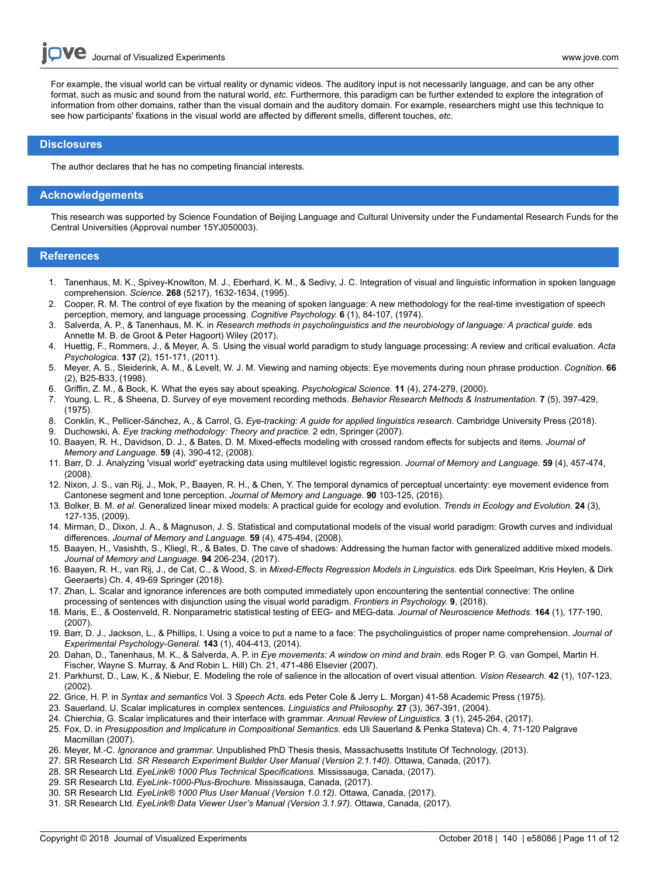For example, the visual world can be virtual reality or dynamic videos. The auditory input is not necessarily language, and can be any other format, such as music and sound from the natural world, *etc*. Furthermore, this paradigm can be further extended to explore the integration of information from other domains, rather than the visual domain and the auditory domain. For example, researchers might use this technique to see how participants' fixations in the visual world are affected by different smells, different touches, *etc*.

## Disclosures

The author declares that he has no competing financial interests.

## Acknowledgements

This research was supported by Science Foundation of Beijing Language and Cultural University under the Fundamental Research Funds for the Central Universities (Approval number 15YJ050003).

## References

1. Tanenhaus, M. K., Spivey-Knowlton, M. J., Eberhard, K. M., & Sedivy, J. C. Integration of visual and linguistic information in spoken language comprehension. *Science.* **268** (5217), 1632-1634, (1995).
2. Cooper, R. M. The control of eye fixation by the meaning of spoken language: A new methodology for the real-time investigation of speech perception, memory, and language processing. *Cognitive Psychology.* **6** (1), 84-107, (1974).
3. Salverda, A. P., & Tanenhaus, M. K. in *Research methods in psycholinguistics and the neurobiology of language: A practical guide.* eds Annette M. B. de Groot & Peter Hagoort) Wiley (2017).
4. Huettig, F., Rommers, J., & Meyer, A. S. Using the visual world paradigm to study language processing: A review and critical evaluation. *Acta Psychologica.* **137** (2), 151-171, (2011).
5. Meyer, A. S., Sleiderink, A. M., & Levelt, W. J. M. Viewing and naming objects: Eye movements during noun phrase production. *Cognition.* **66** (2), B25-B33, (1998).
6. Griffin, Z. M., & Bock, K. What the eyes say about speaking. *Psychological Science.* **11** (4), 274-279, (2000).
7. Young, L. R., & Sheena, D. Survey of eye movement recording methods. *Behavior Research Methods & Instrumentation.* **7** (5), 397-429, (1975).
8. Conklin, K., Pellicer-Sánchez, A., & Carrol, G. *Eye-tracking: A guide for applied linguistics research.* Cambridge University Press (2018).
9. Duchowski, A. *Eye tracking methodology: Theory and practice.* 2 edn, Springer (2007).
10. Baayen, R. H., Davidson, D. J., & Bates, D. M. Mixed-effects modeling with crossed random effects for subjects and items. *Journal of Memory and Language.* **59** (4), 390-412, (2008).
11. Barr, D. J. Analyzing 'visual world' eyetracking data using multilevel logistic regression. *Journal of Memory and Language.* **59** (4), 457-474, (2008).
12. Nixon, J. S., van Rij, J., Mok, P., Baayen, R. H., & Chen, Y. The temporal dynamics of perceptual uncertainty: eye movement evidence from Cantonese segment and tone perception. *Journal of Memory and Language.* **90** 103-125, (2016).
13. Bolker, B. M. *et al.* Generalized linear mixed models: A practical guide for ecology and evolution. *Trends in Ecology and Evolution.* **24** (3), 127-135, (2009).
14. Mirman, D., Dixon, J. A., & Magnuson, J. S. Statistical and computational models of the visual world paradigm: Growth curves and individual differences. *Journal of Memory and Language.* **59** (4), 475-494, (2008).
15. Baayen, H., Vasishth, S., Kliegl, R., & Bates, D. The cave of shadows: Addressing the human factor with generalized additive mixed models. *Journal of Memory and Language.* **94** 206-234, (2017).
16. Baayen, R. H., van Rij, J., de Cat, C., & Wood, S. in *Mixed-Effects Regression Models in Linguistics.* eds Dirk Speelman, Kris Heylen, & Dirk Geeraerts) Ch. 4, 49-69 Springer (2018).
17. Zhan, L. Scalar and ignorance inferences are both computed immediately upon encountering the sentential connective: The online processing of sentences with disjunction using the visual world paradigm. *Frontiers in Psychology.* **9**, (2018).
18. Maris, E., & Oostenveld, R. Nonparametric statistical testing of EEG- and MEG-data. *Journal of Neuroscience Methods.* **164** (1), 177-190, (2007).
19. Barr, D. J., Jackson, L., & Phillips, I. Using a voice to put a name to a face: The psycholinguistics of proper name comprehension. *Journal of Experimental Psychology-General.* **143** (1), 404-413, (2014).
20. Dahan, D., Tanenhaus, M. K., & Salverda, A. P. in *Eye movements: A window on mind and brain.* eds Roger P. G. van Gompel, Martin H. Fischer, Wayne S. Murray, & And Robin L. Hill) Ch. 21, 471-486 Elsevier (2007).
21. Parkhurst, D., Law, K., & Niebur, E. Modeling the role of salience in the allocation of overt visual attention. *Vision Research.* **42** (1), 107-123, (2002).
22. Grice, H. P. in *Syntax and semantics* Vol. 3 *Speech Acts.* eds Peter Cole & Jerry L. Morgan) 41-58 Academic Press (1975).
23. Sauerland, U. Scalar implicatures in complex sentences. *Linguistics and Philosophy.* **27** (3), 367-391, (2004).
24. Chierchia, G. Scalar implicatures and their interface with grammar. *Annual Review of Linguistics.* **3** (1), 245-264, (2017).
25. Fox, D. in *Presupposition and Implicature in Compositional Semantics.* eds Uli Sauerland & Penka Stateva) Ch. 4, 71-120 Palgrave Macmillan (2007).
26. Meyer, M.-C. *Ignorance and grammar.* Unpublished PhD Thesis thesis, Massachusetts Institute Of Technology, (2013).
27. SR Research Ltd. *SR Research Experiment Builder User Manual (Version 2.1.140).* Ottawa, Canada, (2017).
28. SR Research Ltd. *EyeLink® 1000 Plus Technical Specifications.* Mississauga, Canada, (2017).
29. SR Research Ltd. *EyeLink-1000-Plus-Brochure.* Mississauga, Canada, (2017).
30. SR Research Ltd. *EyeLink® 1000 Plus User Manual (Version 1.0.12).* Ottawa, Canada, (2017).
31. SR Research Ltd. *EyeLink® Data Viewer User's Manual (Version 3.1.97).* Ottawa, Canada, (2017).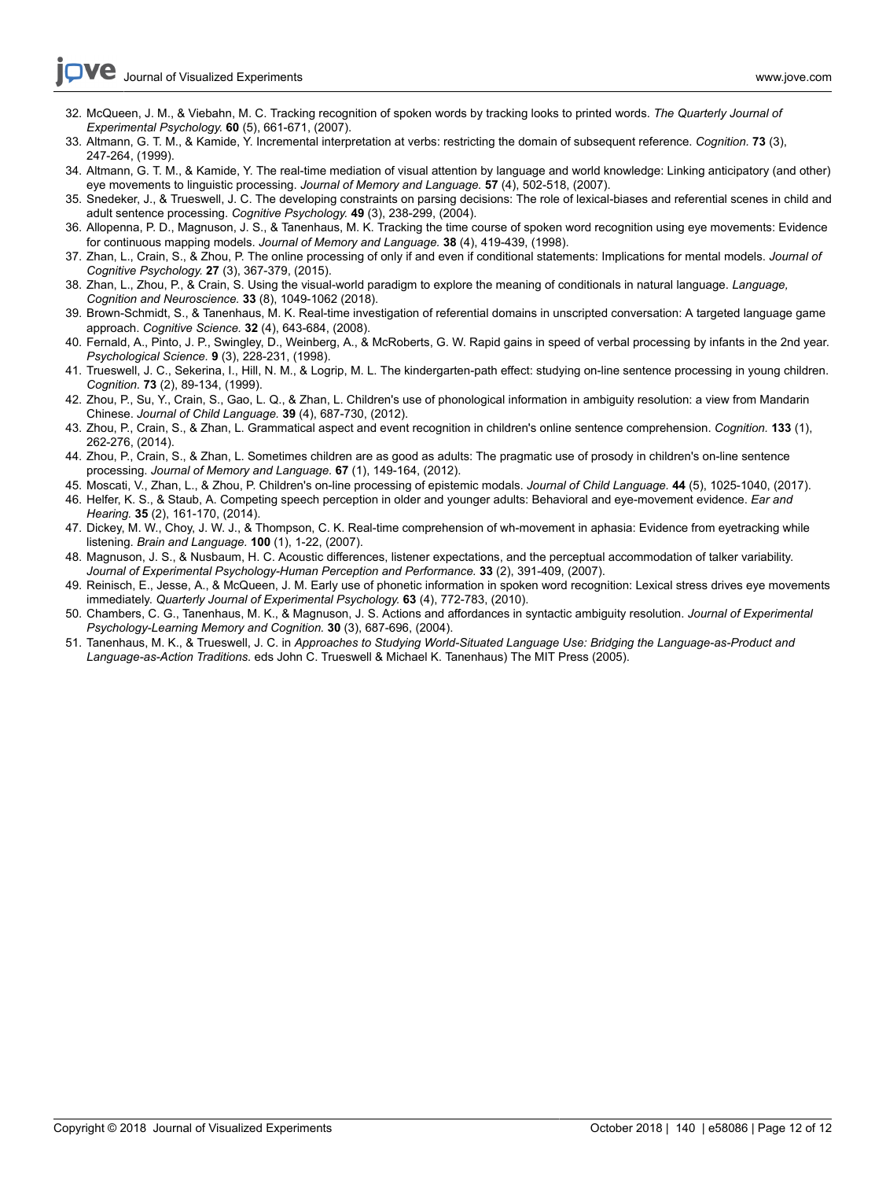32. McQueen, J. M., & Viebahn, M. C. Tracking recognition of spoken words by tracking looks to printed words. *The Quarterly Journal of Experimental Psychology.* **60** (5), 661-671, (2007).
33. Altmann, G. T. M., & Kamide, Y. Incremental interpretation at verbs: restricting the domain of subsequent reference. *Cognition.* **73** (3), 247-264, (1999).
34. Altmann, G. T. M., & Kamide, Y. The real-time mediation of visual attention by language and world knowledge: Linking anticipatory (and other) eye movements to linguistic processing. *Journal of Memory and Language.* **57** (4), 502-518, (2007).
35. Snedeker, J., & Trueswell, J. C. The developing constraints on parsing decisions: The role of lexical-biases and referential scenes in child and adult sentence processing. *Cognitive Psychology.* **49** (3), 238-299, (2004).
36. Allopenna, P. D., Magnuson, J. S., & Tanenhaus, M. K. Tracking the time course of spoken word recognition using eye movements: Evidence for continuous mapping models. *Journal of Memory and Language.* **38** (4), 419-439, (1998).
37. Zhan, L., Crain, S., & Zhou, P. The online processing of only if and even if conditional statements: Implications for mental models. *Journal of Cognitive Psychology.* **27** (3), 367-379, (2015).
38. Zhan, L., Zhou, P., & Crain, S. Using the visual-world paradigm to explore the meaning of conditionals in natural language. *Language, Cognition and Neuroscience.* **33** (8), 1049-1062 (2018).
39. Brown-Schmidt, S., & Tanenhaus, M. K. Real-time investigation of referential domains in unscripted conversation: A targeted language game approach. *Cognitive Science.* **32** (4), 643-684, (2008).
40. Fernald, A., Pinto, J. P., Swingley, D., Weinberg, A., & McRoberts, G. W. Rapid gains in speed of verbal processing by infants in the 2nd year. *Psychological Science.* **9** (3), 228-231, (1998).
41. Trueswell, J. C., Sekerina, I., Hill, N. M., & Logrip, M. L. The kindergarten-path effect: studying on-line sentence processing in young children. *Cognition.* **73** (2), 89-134, (1999).
42. Zhou, P., Su, Y., Crain, S., Gao, L. Q., & Zhan, L. Children's use of phonological information in ambiguity resolution: a view from Mandarin Chinese. *Journal of Child Language.* **39** (4), 687-730, (2012).
43. Zhou, P., Crain, S., & Zhan, L. Grammatical aspect and event recognition in children's online sentence comprehension. *Cognition.* **133** (1), 262-276, (2014).
44. Zhou, P., Crain, S., & Zhan, L. Sometimes children are as good as adults: The pragmatic use of prosody in children's on-line sentence processing. *Journal of Memory and Language.* **67** (1), 149-164, (2012).
45. Moscati, V., Zhan, L., & Zhou, P. Children's on-line processing of epistemic modals. *Journal of Child Language.* **44** (5), 1025-1040, (2017).
46. Helfer, K. S., & Staub, A. Competing speech perception in older and younger adults: Behavioral and eye-movement evidence. *Ear and Hearing.* **35** (2), 161-170, (2014).
47. Dickey, M. W., Choy, J. W. J., & Thompson, C. K. Real-time comprehension of wh-movement in aphasia: Evidence from eyetracking while listening. *Brain and Language.* **100** (1), 1-22, (2007).
48. Magnuson, J. S., & Nusbaum, H. C. Acoustic differences, listener expectations, and the perceptual accommodation of talker variability. *Journal of Experimental Psychology-Human Perception and Performance.* **33** (2), 391-409, (2007).
49. Reinisch, E., Jesse, A., & McQueen, J. M. Early use of phonetic information in spoken word recognition: Lexical stress drives eye movements immediately. *Quarterly Journal of Experimental Psychology.* **63** (4), 772-783, (2010).
50. Chambers, C. G., Tanenhaus, M. K., & Magnuson, J. S. Actions and affordances in syntactic ambiguity resolution. *Journal of Experimental Psychology-Learning Memory and Cognition.* **30** (3), 687-696, (2004).
51. Tanenhaus, M. K., & Trueswell, J. C. in *Approaches to Studying World-Situated Language Use: Bridging the Language-as-Product and Language-as-Action Traditions.* eds John C. Trueswell & Michael K. Tanenhaus) The MIT Press (2005).